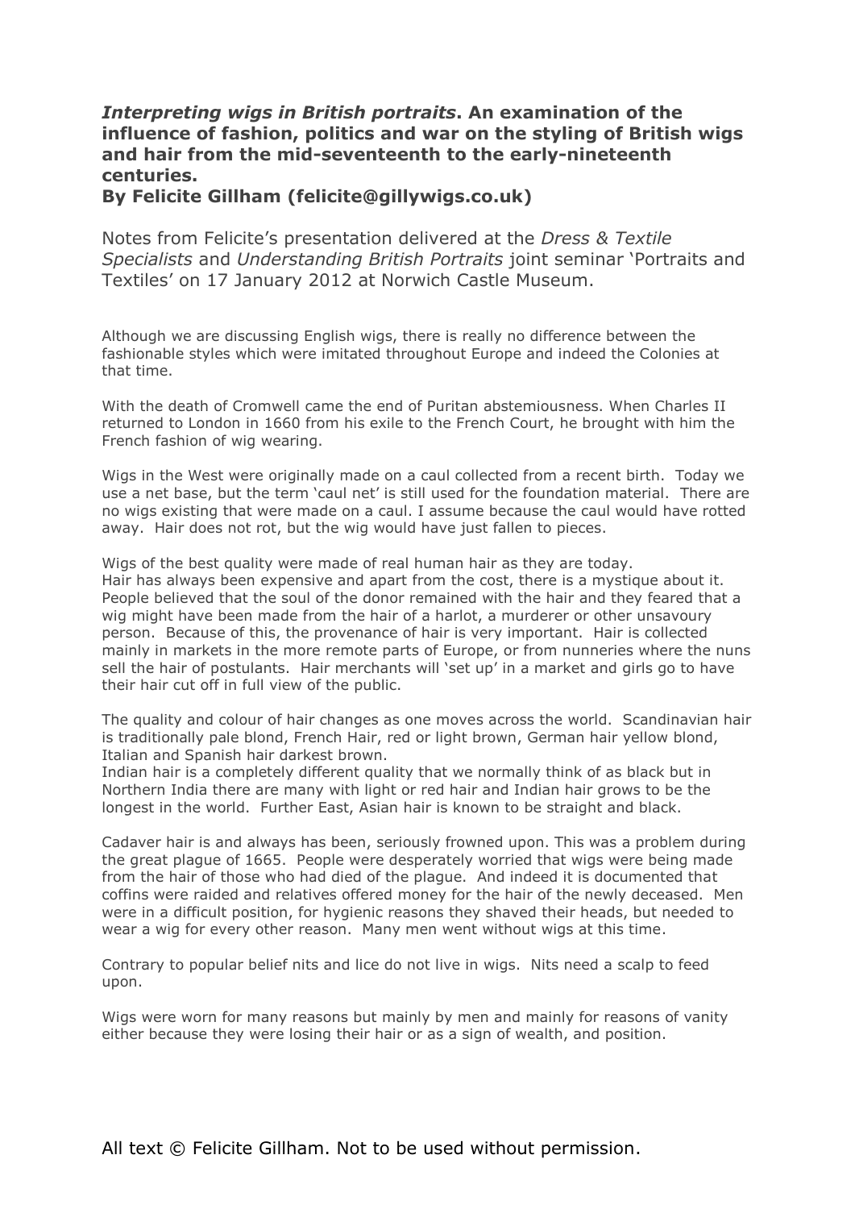# *Interpreting wigs in British portraits*. An examination of the influence of fashion, politics and war on the styling of British wigs and hair from the mid-seventeenth to the early-nineteenth centuries.

**By Felicite Gillham (felicite@gillywigs.co.uk)**

Notes from Felicite's presentation delivered at the *Dress & Textile Specialists* and *Understanding British Portraits* joint seminar 'Portraits and Textiles' on 17 January 2012 at Norwich Castle Museum.

Although we are discussing English wigs, there is really no difference between the fashionable styles which were imitated throughout Europe and indeed the Colonies at that time.

With the death of Cromwell came the end of Puritan abstemiousness. When Charles II returned to London in 1660 from his exile to the French Court, he brought with him the French fashion of wig wearing.

Wigs in the West were originally made on a caul collected from a recent birth. Today we use a net base, but the term 'caul net' is still used for the foundation material. There are no wigs existing that were made on a caul. I assume because the caul would have rotted away. Hair does not rot, but the wig would have just fallen to pieces.

Wigs of the best quality were made of real human hair as they are today.
Hair has always been expensive and apart from the cost, there is a mystique about it. People believed that the soul of the donor remained with the hair and they feared that a wig might have been made from the hair of a harlot, a murderer or other unsavoury person. Because of this, the provenance of hair is very important. Hair is collected mainly in markets in the more remote parts of Europe, or from nunneries where the nuns sell the hair of postulants. Hair merchants will 'set up' in a market and girls go to have their hair cut off in full view of the public.

The quality and colour of hair changes as one moves across the world. Scandinavian hair is traditionally pale blond, French Hair, red or light brown, German hair yellow blond, Italian and Spanish hair darkest brown.
Indian hair is a completely different quality that we normally think of as black but in Northern India there are many with light or red hair and Indian hair grows to be the longest in the world. Further East, Asian hair is known to be straight and black.

Cadaver hair is and always has been, seriously frowned upon. This was a problem during the great plague of 1665. People were desperately worried that wigs were being made from the hair of those who had died of the plague. And indeed it is documented that coffins were raided and relatives offered money for the hair of the newly deceased. Men were in a difficult position, for hygienic reasons they shaved their heads, but needed to wear a wig for every other reason. Many men went without wigs at this time.

Contrary to popular belief nits and lice do not live in wigs. Nits need a scalp to feed upon.

Wigs were worn for many reasons but mainly by men and mainly for reasons of vanity either because they were losing their hair or as a sign of wealth, and position.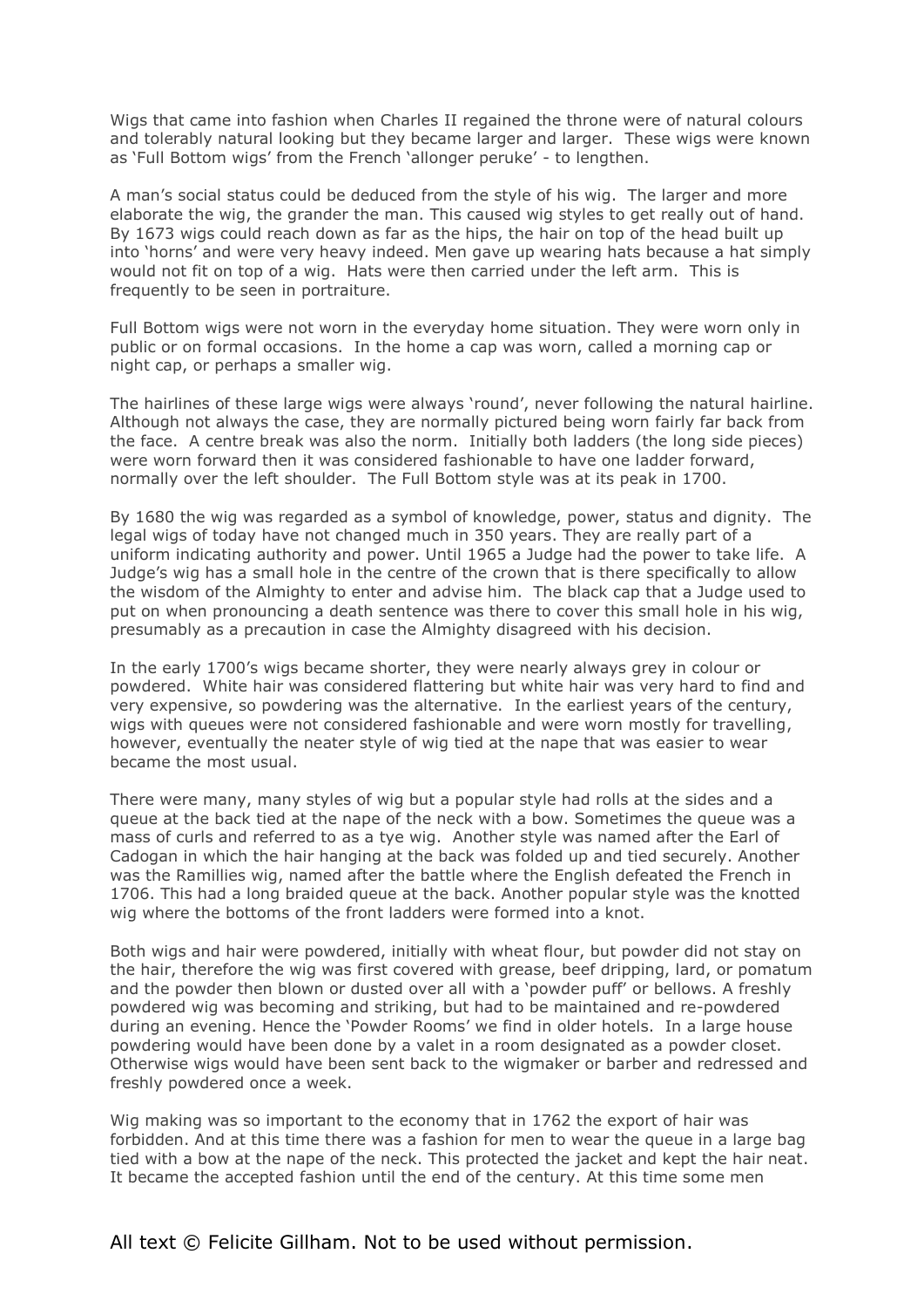Wigs that came into fashion when Charles II regained the throne were of natural colours and tolerably natural looking but they became larger and larger. These wigs were known as 'Full Bottom wigs' from the French 'allonger peruke' - to lengthen.

A man's social status could be deduced from the style of his wig. The larger and more elaborate the wig, the grander the man. This caused wig styles to get really out of hand. By 1673 wigs could reach down as far as the hips, the hair on top of the head built up into 'horns' and were very heavy indeed. Men gave up wearing hats because a hat simply would not fit on top of a wig. Hats were then carried under the left arm. This is frequently to be seen in portraiture.

Full Bottom wigs were not worn in the everyday home situation. They were worn only in public or on formal occasions. In the home a cap was worn, called a morning cap or night cap, or perhaps a smaller wig.

The hairlines of these large wigs were always 'round', never following the natural hairline. Although not always the case, they are normally pictured being worn fairly far back from the face. A centre break was also the norm. Initially both ladders (the long side pieces) were worn forward then it was considered fashionable to have one ladder forward, normally over the left shoulder. The Full Bottom style was at its peak in 1700.

By 1680 the wig was regarded as a symbol of knowledge, power, status and dignity. The legal wigs of today have not changed much in 350 years. They are really part of a uniform indicating authority and power. Until 1965 a Judge had the power to take life. A Judge's wig has a small hole in the centre of the crown that is there specifically to allow the wisdom of the Almighty to enter and advise him. The black cap that a Judge used to put on when pronouncing a death sentence was there to cover this small hole in his wig, presumably as a precaution in case the Almighty disagreed with his decision.

In the early 1700's wigs became shorter, they were nearly always grey in colour or powdered. White hair was considered flattering but white hair was very hard to find and very expensive, so powdering was the alternative. In the earliest years of the century, wigs with queues were not considered fashionable and were worn mostly for travelling, however, eventually the neater style of wig tied at the nape that was easier to wear became the most usual.

There were many, many styles of wig but a popular style had rolls at the sides and a queue at the back tied at the nape of the neck with a bow. Sometimes the queue was a mass of curls and referred to as a tye wig. Another style was named after the Earl of Cadogan in which the hair hanging at the back was folded up and tied securely. Another was the Ramillies wig, named after the battle where the English defeated the French in 1706. This had a long braided queue at the back. Another popular style was the knotted wig where the bottoms of the front ladders were formed into a knot.

Both wigs and hair were powdered, initially with wheat flour, but powder did not stay on the hair, therefore the wig was first covered with grease, beef dripping, lard, or pomatum and the powder then blown or dusted over all with a 'powder puff' or bellows. A freshly powdered wig was becoming and striking, but had to be maintained and re-powdered during an evening. Hence the 'Powder Rooms' we find in older hotels. In a large house powdering would have been done by a valet in a room designated as a powder closet. Otherwise wigs would have been sent back to the wigmaker or barber and redressed and freshly powdered once a week.

Wig making was so important to the economy that in 1762 the export of hair was forbidden. And at this time there was a fashion for men to wear the queue in a large bag tied with a bow at the nape of the neck. This protected the jacket and kept the hair neat. It became the accepted fashion until the end of the century. At this time some men

All text © Felicite Gillham. Not to be used without permission.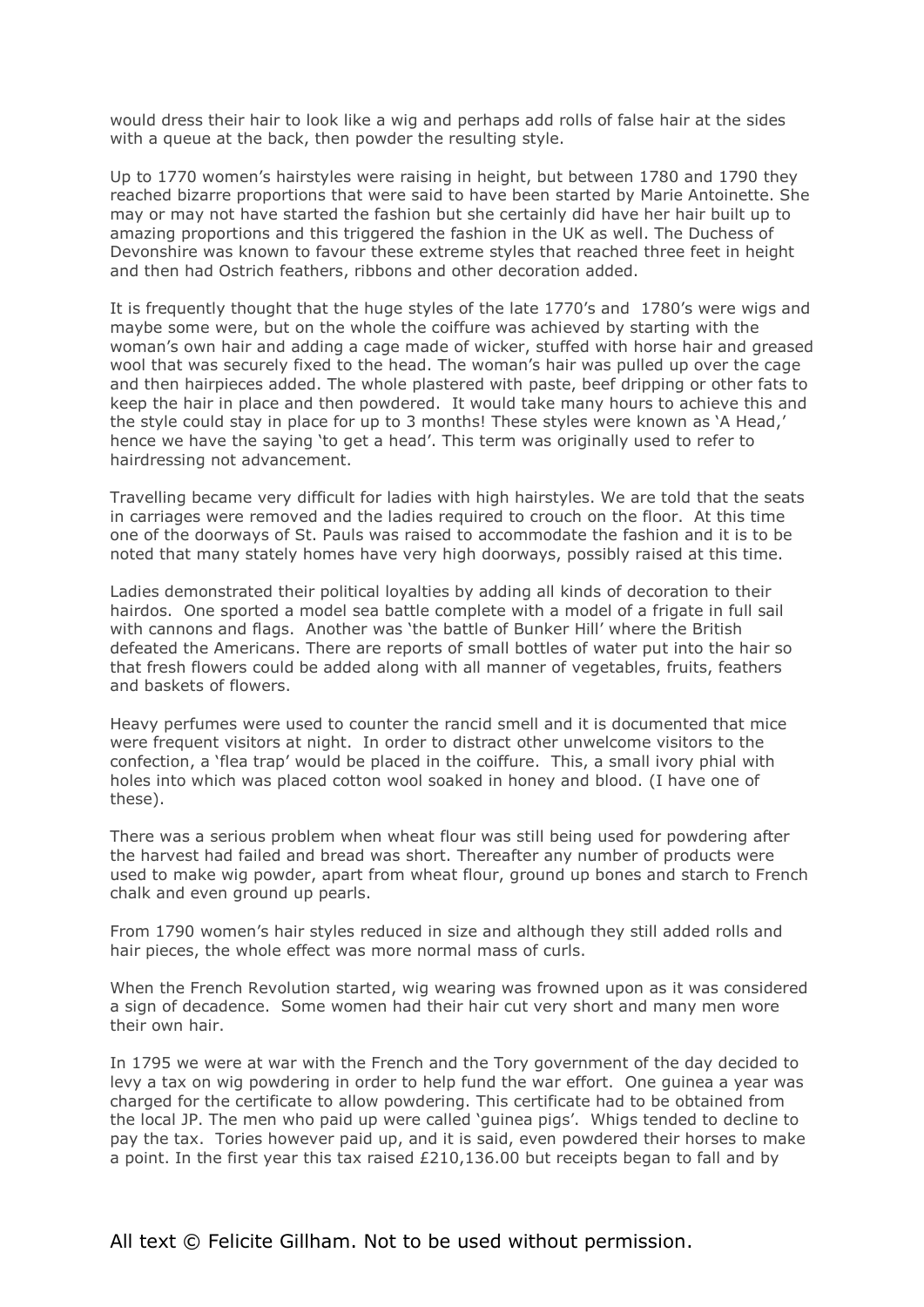would dress their hair to look like a wig and perhaps add rolls of false hair at the sides with a queue at the back, then powder the resulting style.

Up to 1770 women's hairstyles were raising in height, but between 1780 and 1790 they reached bizarre proportions that were said to have been started by Marie Antoinette. She may or may not have started the fashion but she certainly did have her hair built up to amazing proportions and this triggered the fashion in the UK as well. The Duchess of Devonshire was known to favour these extreme styles that reached three feet in height and then had Ostrich feathers, ribbons and other decoration added.

It is frequently thought that the huge styles of the late 1770's and 1780's were wigs and maybe some were, but on the whole the coiffure was achieved by starting with the woman's own hair and adding a cage made of wicker, stuffed with horse hair and greased wool that was securely fixed to the head. The woman's hair was pulled up over the cage and then hairpieces added. The whole plastered with paste, beef dripping or other fats to keep the hair in place and then powdered. It would take many hours to achieve this and the style could stay in place for up to 3 months! These styles were known as 'A Head,' hence we have the saying 'to get a head'. This term was originally used to refer to hairdressing not advancement.

Travelling became very difficult for ladies with high hairstyles. We are told that the seats in carriages were removed and the ladies required to crouch on the floor. At this time one of the doorways of St. Pauls was raised to accommodate the fashion and it is to be noted that many stately homes have very high doorways, possibly raised at this time.

Ladies demonstrated their political loyalties by adding all kinds of decoration to their hairdos. One sported a model sea battle complete with a model of a frigate in full sail with cannons and flags. Another was 'the battle of Bunker Hill' where the British defeated the Americans. There are reports of small bottles of water put into the hair so that fresh flowers could be added along with all manner of vegetables, fruits, feathers and baskets of flowers.

Heavy perfumes were used to counter the rancid smell and it is documented that mice were frequent visitors at night. In order to distract other unwelcome visitors to the confection, a 'flea trap' would be placed in the coiffure. This, a small ivory phial with holes into which was placed cotton wool soaked in honey and blood. (I have one of these).

There was a serious problem when wheat flour was still being used for powdering after the harvest had failed and bread was short. Thereafter any number of products were used to make wig powder, apart from wheat flour, ground up bones and starch to French chalk and even ground up pearls.

From 1790 women's hair styles reduced in size and although they still added rolls and hair pieces, the whole effect was more normal mass of curls.

When the French Revolution started, wig wearing was frowned upon as it was considered a sign of decadence. Some women had their hair cut very short and many men wore their own hair.

In 1795 we were at war with the French and the Tory government of the day decided to levy a tax on wig powdering in order to help fund the war effort. One guinea a year was charged for the certificate to allow powdering. This certificate had to be obtained from the local JP. The men who paid up were called 'guinea pigs'. Whigs tended to decline to pay the tax. Tories however paid up, and it is said, even powdered their horses to make a point. In the first year this tax raised £210,136.00 but receipts began to fall and by

All text © Felicite Gillham. Not to be used without permission.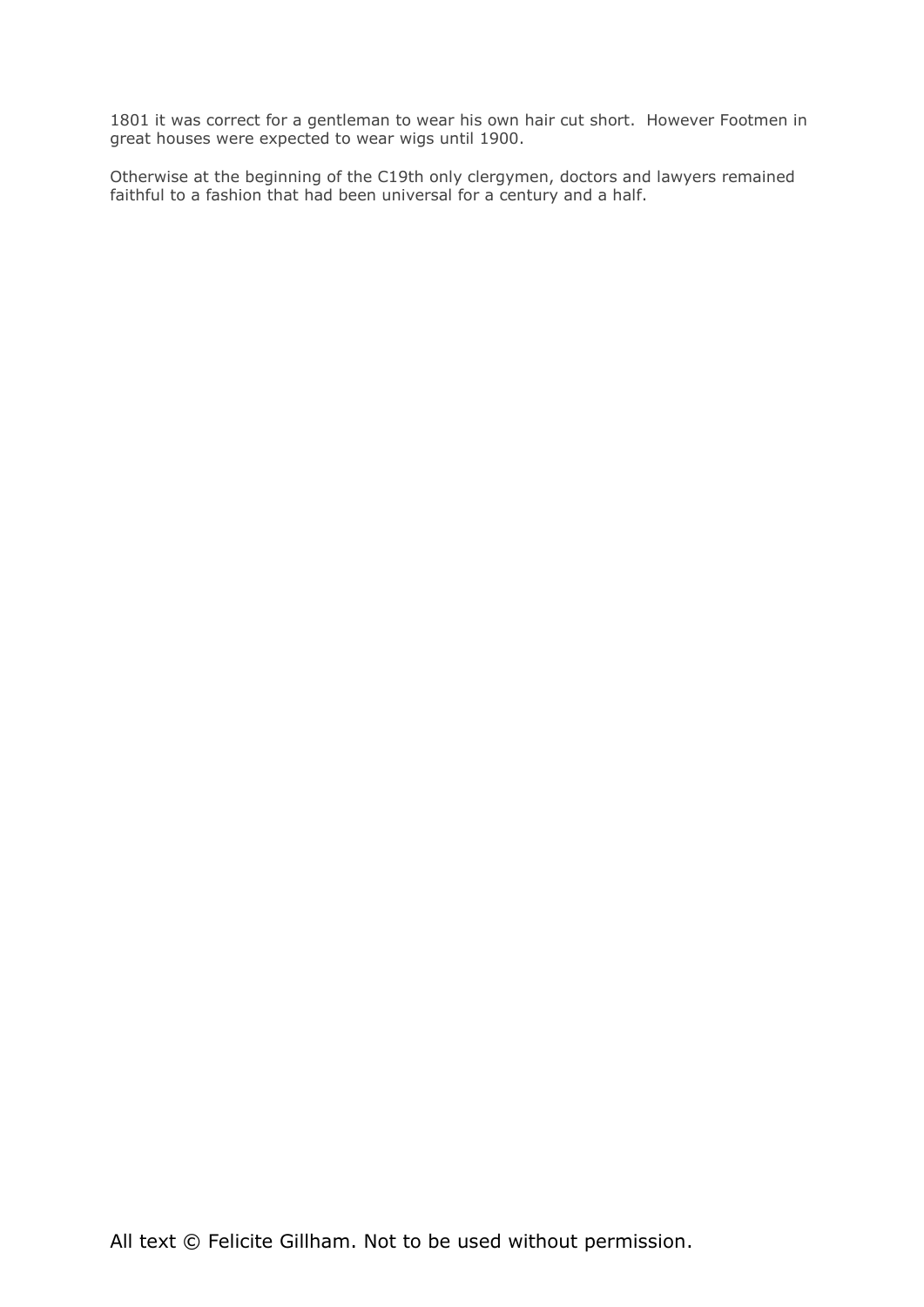1801 it was correct for a gentleman to wear his own hair cut short. However Footmen in great houses were expected to wear wigs until 1900.

Otherwise at the beginning of the C19th only clergymen, doctors and lawyers remained faithful to a fashion that had been universal for a century and a half.

All text © Felicite Gillham. Not to be used without permission.